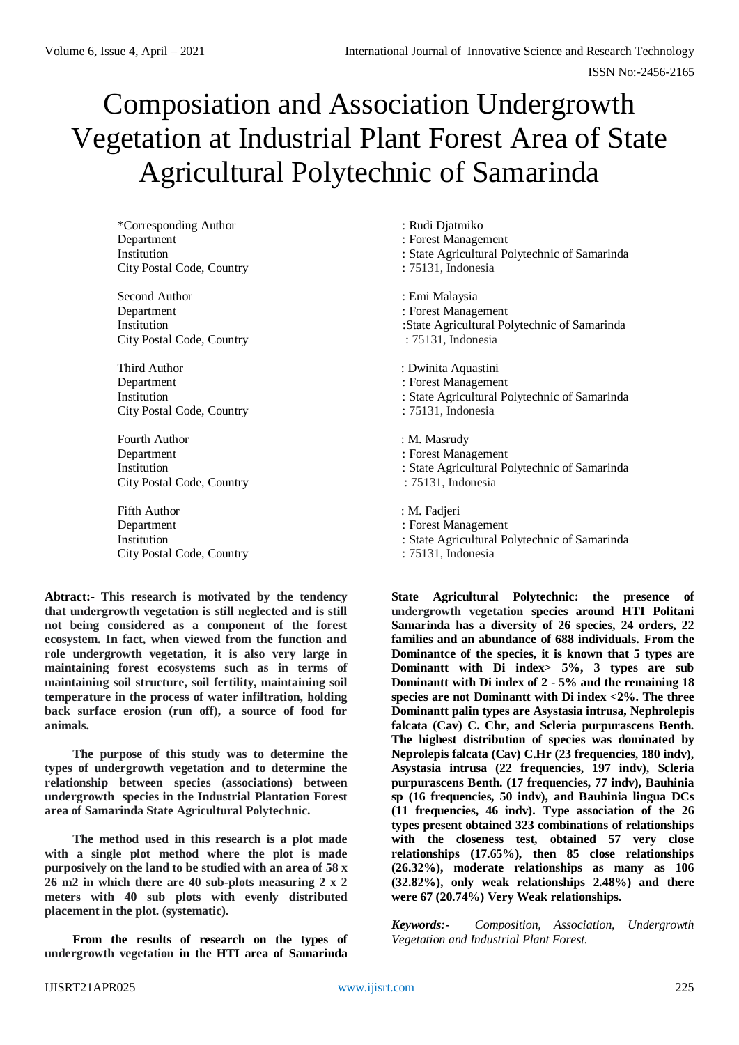# Composiation and Association Undergrowth Vegetation at Industrial Plant Forest Area of State Agricultural Polytechnic of Samarinda

| | |
|---|---|
| *Corresponding Author | : Rudi Djatmiko |
| Department | : Forest Management |
| Institution | : State Agricultural Polytechnic of Samarinda |
| City Postal Code, Country | : 75131, Indonesia |
| | |
| Second Author | : Emi Malaysia |
| Department | : Forest Management |
| Institution | :State Agricultural Polytechnic of Samarinda |
| City Postal Code, Country | : 75131, Indonesia |
| | |
| Third Author | : Dwinita Aquastini |
| Department | : Forest Management |
| Institution | : State Agricultural Polytechnic of Samarinda |
| City Postal Code, Country | : 75131, Indonesia |
| | |
| Fourth Author | : M. Masrudy |
| Department | : Forest Management |
| Institution | : State Agricultural Polytechnic of Samarinda |
| City Postal Code, Country | : 75131, Indonesia |
| | |
| Fifth Author | : M. Fadjeri |
| Department | : Forest Management |
| Institution | : State Agricultural Polytechnic of Samarinda |
| City Postal Code, Country | : 75131, Indonesia |

**Abtract:- This research is motivated by the tendency that undergrowth vegetation is still neglected and is still not being considered as a component of the forest ecosystem. In fact, when viewed from the function and role undergrowth vegetation, it is also very large in maintaining forest ecosystems such as in terms of maintaining soil structure, soil fertility, maintaining soil temperature in the process of water infiltration, holding back surface erosion (run off), a source of food for animals.**

**The purpose of this study was to determine the types of undergrowth vegetation and to determine the relationship between species (associations) between undergrowth species in the Industrial Plantation Forest area of Samarinda State Agricultural Polytechnic.**

**The method used in this research is a plot made with a single plot method where the plot is made purposively on the land to be studied with an area of 58 x 26 m2 in which there are 40 sub-plots measuring 2 x 2 meters with 40 sub plots with evenly distributed placement in the plot. (systematic).**

**From the results of research on the types of undergrowth vegetation in the HTI area of Samarinda State Agricultural Polytechnic: the presence of undergrowth vegetation species around HTI Politani Samarinda has a diversity of 26 species, 24 orders, 22 families and an abundance of 688 individuals. From the Dominantce of the species, it is known that 5 types are Dominantt with Di index> 5%, 3 types are sub Dominantt with Di index of 2 - 5% and the remaining 18 species are not Dominantt with Di index <2%. The three Dominantt palin types are Asystasia intrusa, Nephrolepis falcata (Cav) C. Chr, and Scleria purpurascens Benth. The highest distribution of species was dominated by Neprolepis falcata (Cav) C.Hr (23 frequencies, 180 indv), Asystasia intrusa (22 frequencies, 197 indv), Scleria purpurascens Benth. (17 frequencies, 77 indv), Bauhinia sp (16 frequencies, 50 indv), and Bauhinia lingua DCs (11 frequencies, 46 indv). Type association of the 26 types present obtained 323 combinations of relationships with the closeness test, obtained 57 very close relationships (17.65%), then 85 close relationships (26.32%), moderate relationships as many as 106 (32.82%), only weak relationships 2.48%) and there were 67 (20.74%) Very Weak relationships.**

***Keywords:-*** *Composition, Association, Undergrowth Vegetation and Industrial Plant Forest.*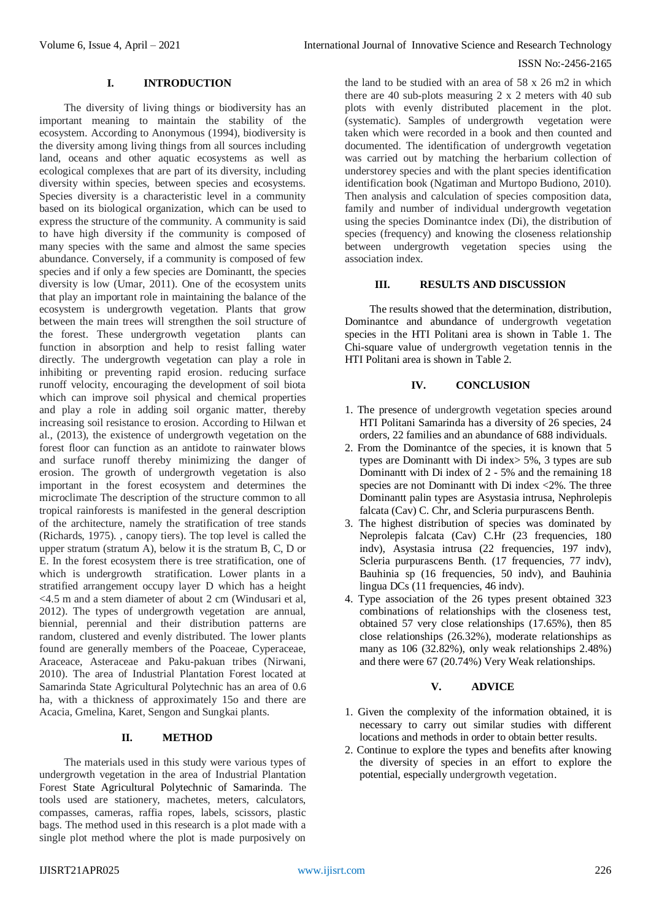## I. INTRODUCTION

The diversity of living things or biodiversity has an important meaning to maintain the stability of the ecosystem. According to Anonymous (1994), biodiversity is the diversity among living things from all sources including land, oceans and other aquatic ecosystems as well as ecological complexes that are part of its diversity, including diversity within species, between species and ecosystems. Species diversity is a characteristic level in a community based on its biological organization, which can be used to express the structure of the community. A community is said to have high diversity if the community is composed of many species with the same and almost the same species abundance. Conversely, if a community is composed of few species and if only a few species are Dominantt, the species diversity is low (Umar, 2011). One of the ecosystem units that play an important role in maintaining the balance of the ecosystem is undergrowth vegetation. Plants that grow between the main trees will strengthen the soil structure of the forest. These undergrowth vegetation plants can function in absorption and help to resist falling water directly. The undergrowth vegetation can play a role in inhibiting or preventing rapid erosion. reducing surface runoff velocity, encouraging the development of soil biota which can improve soil physical and chemical properties and play a role in adding soil organic matter, thereby increasing soil resistance to erosion. According to Hilwan et al., (2013), the existence of undergrowth vegetation on the forest floor can function as an antidote to rainwater blows and surface runoff thereby minimizing the danger of erosion. The growth of undergrowth vegetation is also important in the forest ecosystem and determines the microclimate The description of the structure common to all tropical rainforests is manifested in the general description of the architecture, namely the stratification of tree stands (Richards, 1975). , canopy tiers). The top level is called the upper stratum (stratum A), below it is the stratum B, C, D or E. In the forest ecosystem there is tree stratification, one of which is undergrowth stratification. Lower plants in a stratified arrangement occupy layer D which has a height <4.5 m and a stem diameter of about 2 cm (Windusari et al, 2012). The types of undergrowth vegetation are annual, biennial, perennial and their distribution patterns are random, clustered and evenly distributed. The lower plants found are generally members of the Poaceae, Cyperaceae, Araceace, Asteraceae and Paku-pakuan tribes (Nirwani, 2010). The area of Industrial Plantation Forest located at Samarinda State Agricultural Polytechnic has an area of 0.6 ha, with a thickness of approximately 15o and there are Acacia, Gmelina, Karet, Sengon and Sungkai plants.

## II. METHOD

The materials used in this study were various types of undergrowth vegetation in the area of Industrial Plantation Forest State Agricultural Polytechnic of Samarinda. The tools used are stationery, machetes, meters, calculators, compasses, cameras, raffia ropes, labels, scissors, plastic bags. The method used in this research is a plot made with a single plot method where the plot is made purposively on the land to be studied with an area of 58 x 26 m2 in which there are 40 sub-plots measuring 2 x 2 meters with 40 sub plots with evenly distributed placement in the plot. (systematic). Samples of undergrowth vegetation were taken which were recorded in a book and then counted and documented. The identification of undergrowth vegetation was carried out by matching the herbarium collection of understorey species and with the plant species identification identification book (Ngatiman and Murtopo Budiono, 2010). Then analysis and calculation of species composition data, family and number of individual undergrowth vegetation using the species Dominantce index (Di), the distribution of species (frequency) and knowing the closeness relationship between undergrowth vegetation species using the association index.

## III. RESULTS AND DISCUSSION

The results showed that the determination, distribution, Dominantce and abundance of undergrowth vegetation species in the HTI Politani area is shown in Table 1. The Chi-square value of undergrowth vegetation tennis in the HTI Politani area is shown in Table 2.

## IV. CONCLUSION

1. The presence of undergrowth vegetation species around HTI Politani Samarinda has a diversity of 26 species, 24 orders, 22 families and an abundance of 688 individuals.
2. From the Dominantce of the species, it is known that 5 types are Dominantt with Di index> 5%, 3 types are sub Dominantt with Di index of 2 - 5% and the remaining 18 species are not Dominantt with Di index <2%. The three Dominantt palin types are Asystasia intrusa, Nephrolepis falcata (Cav) C. Chr, and Scleria purpurascens Benth.
3. The highest distribution of species was dominated by Neprolepis falcata (Cav) C.Hr (23 frequencies, 180 indv), Asystasia intrusa (22 frequencies, 197 indv), Scleria purpurascens Benth. (17 frequencies, 77 indv), Bauhinia sp (16 frequencies, 50 indv), and Bauhinia lingua DCs (11 frequencies, 46 indv).
4. Type association of the 26 types present obtained 323 combinations of relationships with the closeness test, obtained 57 very close relationships (17.65%), then 85 close relationships (26.32%), moderate relationships as many as 106 (32.82%), only weak relationships 2.48%) and there were 67 (20.74%) Very Weak relationships.

## V. ADVICE

1. Given the complexity of the information obtained, it is necessary to carry out similar studies with different locations and methods in order to obtain better results.
2. Continue to explore the types and benefits after knowing the diversity of species in an effort to explore the potential, especially undergrowth vegetation.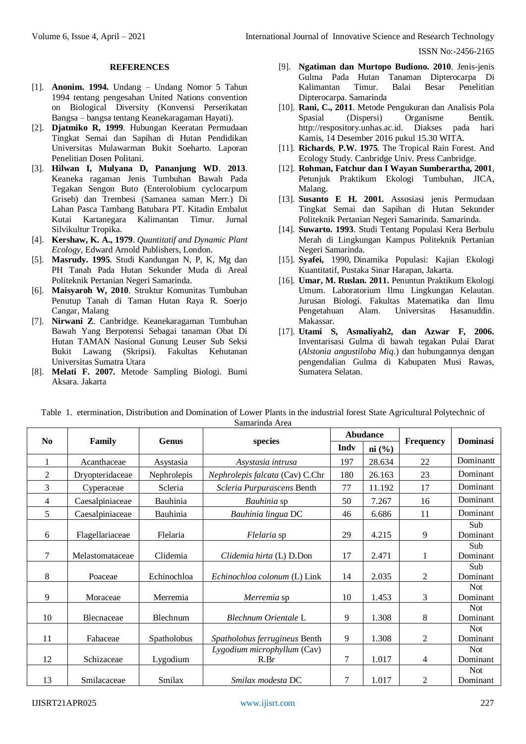## REFERENCES

[1]. **Anonim. 1994.** Undang – Undang Nomor 5 Tahun 1994 tentang pengesahan United Nations convention on Biological Diversity (Konvensi Perserikatan Bangsa – bangsa tentang Keanekaragaman Hayati).

[2]. **Djatmiko R, 1999**. Hubungan Keeratan Permudaan Tingkat Semai dan Sapihan di Hutan Pendidikan Universitas Mulawarman Bukit Soeharto. Laporan Penelitian Dosen Politani.

[3]. **Hilwan I, Mulyana D, Pananjung WD**. **2013**. Keaneka ragaman Jenis Tumbuhan Bawah Pada Tegakan Sengon Buto (Enterolobium cyclocarpum Griseb) dan Trembesi (Samanea saman Merr.) Di Lahan Pasca Tambang Batubara PT. Kitadin Embalut Kutai Kartanegara Kalimantan Timur. Jurnal Silvikultur Tropika.

[4]. **Kershaw, K. A., 1979**. *Quantitatif and Dynamic Plant Ecology*, Edward Arnold Publishers, London.

[5]. **Masrudy. 1995**. Studi Kandungan N, P, K, Mg dan PH Tanah Pada Hutan Sekunder Muda di Areal Politeknik Pertanian Negeri Samarinda.

[6]. **Maisyaroh W, 2010**. Struktur Komunitas Tumbuhan Penutup Tanah di Taman Hutan Raya R. Soerjo Cangar, Malang

[7]. **Nirwani Z**. Canbridge. Keanekaragaman Tumbuhan Bawah Yang Berpotensi Sebagai tanaman Obat Di Hutan TAMAN Nasional Gunung Leuser Sub Seksi Bukit Lawang (Skripsi). Fakultas Kehutanan Universitas Sumatra Utara

[8]. **Melati F. 2007.** Metode Sampling Biologi. Bumi Aksara. Jakarta

[9]. **Ngatiman dan Murtopo Budiono. 2010**. Jenis-jenis Gulma Pada Hutan Tanaman Dipterocarpa Di Kalimantan Timur. Balai Besar Penelitian Dipterocarpa. Samarinda

[10]. **Rani, C., 2011**. Metode Pengukuran dan Analisis Pola Spasial (Dispersi) Organisme Bentik. http://respository.unhas.ac.id. Diakses pada hari Kamis, 14 Desember 2016 pukul 15.30 WITA.

[11]. **Richards**, **P.W. 1975**. The Tropical Rain Forest. And Ecology Study. Canbridge Univ. Press Canbridge.

[12]. **Rohman, Fatchur dan I Wayan Sumberartha, 2001**, Petunjuk Praktikum Ekologi Tumbuhan, JICA, Malang.

[13]. **Susanto E H. 2001.** Assosiasi jenis Permudaan Tingkat Semai dan Sapihan di Hutan Sekunder Politeknik Pertanian Negeri Samarinda. Samarinda.

[14]. **Suwarto. 1993**. Studi Tentang Populasi Kera Berbulu Merah di Lingkungan Kampus Politeknik Pertanian Negeri Samarinda.

[15]. **Syafei,** 1990, Dinamika Populasi: Kajian Ekologi Kuantitatif, Pustaka Sinar Harapan, Jakarta.

[16]. **Umar, M. Ruslan. 2011.** Penuntun Praktikum Ekologi Umum. Laboratorium Ilmu Lingkungan Kelautan. Jurusan Biologi. Fakultas Matematika dan Ilmu Pengetahuan Alam. Universitas Hasanuddin. Makassar.

[17]. **Utami S, Asmaliyah2, dan Azwar F, 2006.** Inventarisasi Gulma di bawah tegakan Pulai Darat (*Alstonia angustiloba Miq*.) dan hubungannya dengan pengendalian Gulma di Kabupaten Musi Rawas, Sumatera Selatan.

Table 1. etermination, Distribution and Domination of Lower Plants in the industrial forest State Agricultural Polytechnic of Samarinda Area

| No | Family | Genus | species | Abudance | | Frequency | Dominasi |
|---|---|---|---|---|---|---|---|
| | | | | Indv | ni (%) | | |
| 1 | Acanthaceae | Asystasia | *Asystasia intrusa* | 197 | 28.634 | 22 | Dominantt |
| 2 | Dryopteridaceae | Nephrolepis | *Nephrolepis falcata* (Cav) C.Chr | 180 | 26.163 | 23 | Dominant |
| 3 | Cyperaceae | Scleria | *Scleria Purpurascens* Benth | 77 | 11.192 | 17 | Dominant |
| 4 | Caesalpiniaceae | Bauhinia | *Bauhinia* sp | 50 | 7.267 | 16 | Dominant |
| 5 | Caesalpiniaceae | Bauhinia | *Bauhinia lingua* DC | 46 | 6.686 | 11 | Dominant |
| 6 | Flagellariaceae | Flelaria | *Flelaria* sp | 29 | 4.215 | 9 | Sub Dominant |
| 7 | Melastomataceae | Clidemia | *Clidemia hirta* (L) D.Don | 17 | 2.471 | 1 | Sub Dominant |
| 8 | Poaceae | Echinochloa | *Echinochloa colonum* (L) Link | 14 | 2.035 | 2 | Sub Dominant |
| 9 | Moraceae | Merremia | *Merremia* sp | 10 | 1.453 | 3 | Not Dominant |
| 10 | Blecnaceae | Blechnum | *Blechnum Orientale* L | 9 | 1.308 | 8 | Not Dominant |
| 11 | Fabaceae | Spatholobus | *Spatholobus ferrugineus* Benth | 9 | 1.308 | 2 | Not Dominant |
| 12 | Schizaceae | Lygodium | *Lygodium microphyllum* (Cav) R.Br | 7 | 1.017 | 4 | Not Dominant |
| 13 | Smilacaceae | Smilax | *Smilax modesta* DC | 7 | 1.017 | 2 | Not Dominant |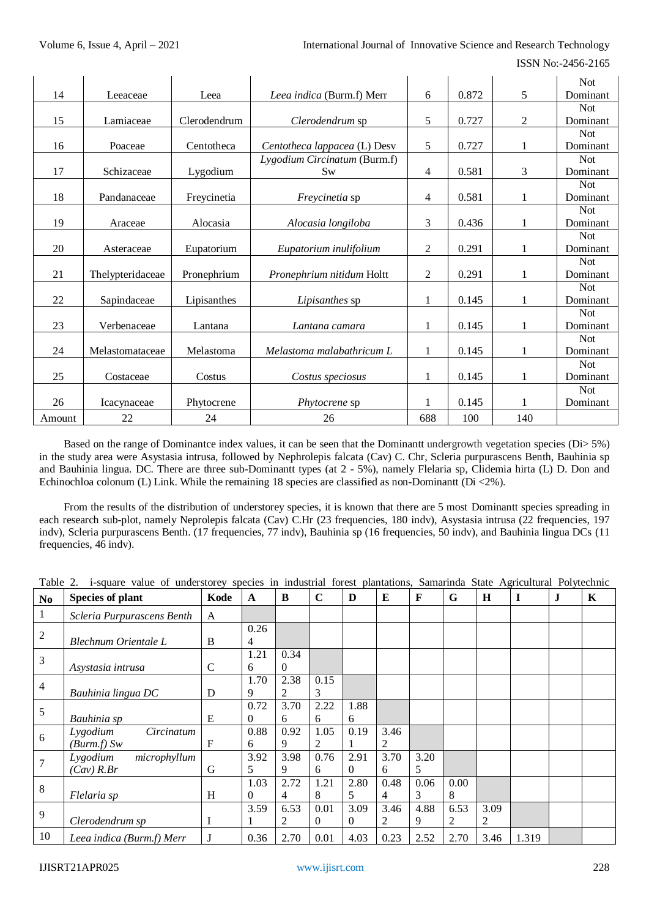| 14 | Leeaceae | Leea | *Leea indica* (Burm.f) Merr | 6 | 0.872 | 5 | Not Dominant |
|---|---|---|---|---|---|---|---|
| 15 | Lamiaceae | Clerodendrum | *Clerodendrum* sp | 5 | 0.727 | 2 | Not Dominant |
| 16 | Poaceae | Centotheca | *Centotheca lappacea* (L) Desv | 5 | 0.727 | 1 | Not Dominant |
| 17 | Schizaceae | Lygodium | *Lygodium Circinatum* (Burm.f) Sw | 4 | 0.581 | 3 | Not Dominant |
| 18 | Pandanaceae | Freycinetia | *Freycinetia* sp | 4 | 0.581 | 1 | Not Dominant |
| 19 | Araceae | Alocasia | *Alocasia longiloba* | 3 | 0.436 | 1 | Not Dominant |
| 20 | Asteraceae | Eupatorium | *Eupatorium inulifolium* | 2 | 0.291 | 1 | Not Dominant |
| 21 | Thelypteridaceae | Pronephrium | *Pronephrium nitidum* Holtt | 2 | 0.291 | 1 | Not Dominant |
| 22 | Sapindaceae | Lipisanthes | *Lipisanthes* sp | 1 | 0.145 | 1 | Not Dominant |
| 23 | Verbenaceae | Lantana | *Lantana camara* | 1 | 0.145 | 1 | Not Dominant |
| 24 | Melastomataceae | Melastoma | *Melastoma malabathricum L* | 1 | 0.145 | 1 | Not Dominant |
| 25 | Costaceae | Costus | *Costus speciosus* | 1 | 0.145 | 1 | Not Dominant |
| 26 | Icacynaceae | Phytocrene | *Phytocrene* sp | 1 | 0.145 | 1 | Not Dominant |
| Amount | 22 | 24 | 26 | 688 | 100 | 140 | |

Based on the range of Dominantce index values, it can be seen that the Dominantt undergrowth vegetation species (Di> 5%) in the study area were Asystasia intrusa, followed by Nephrolepis falcata (Cav) C. Chr, Scleria purpurascens Benth, Bauhinia sp and Bauhinia lingua. DC. There are three sub-Dominantt types (at 2 - 5%), namely Flelaria sp, Clidemia hirta (L) D. Don and Echinochloa colonum (L) Link. While the remaining 18 species are classified as non-Dominantt (Di <2%).

From the results of the distribution of understorey species, it is known that there are 5 most Dominantt species spreading in each research sub-plot, namely Neprolepis falcata (Cav) C.Hr (23 frequencies, 180 indv), Asystasia intrusa (22 frequencies, 197 indv), Scleria purpurascens Benth. (17 frequencies, 77 indv), Bauhinia sp (16 frequencies, 50 indv), and Bauhinia lingua DCs (11 frequencies, 46 indv).

Table 2. i-square value of understorey species in industrial forest plantations, Samarinda State Agricultural Polytechnic

| No | Species of plant | Kode | A | B | C | D | E | F | G | H | I | J | K |
|---|---|---|---|---|---|---|---|---|---|---|---|---|---|
| 1 | *Scleria Purpurascens Benth* | A | | | | | | | | | | | |
| 2 | *Blechnum Orientale L* | B | 0.264 | | | | | | | | | | |
| 3 | *Asystasia intrusa* | C | 1.216 | 0.340 | | | | | | | | | |
| 4 | *Bauhinia lingua DC* | D | 1.709 | 2.382 | 0.153 | | | | | | | | |
| 5 | *Bauhinia sp* | E | 0.720 | 3.706 | 2.226 | 1.886 | | | | | | | |
| 6 | *Lygodium Circinatum (Burm.f) Sw* | F | 0.886 | 0.929 | 1.052 | 0.191 | 3.462 | | | | | | |
| 7 | *Lygodium microphyllum (Cav) R.Br* | G | 3.925 | 3.989 | 0.766 | 2.910 | 3.706 | 3.205 | | | | | |
| 8 | *Flelaria sp* | H | 1.030 | 2.724 | 1.218 | 2.805 | 0.484 | 0.063 | 0.008 | | | | |
| 9 | *Clerodendrum sp* | I | 3.591 | 6.532 | 0.010 | 3.090 | 3.462 | 4.889 | 6.532 | 3.092 | | | |
| 10 | *Leea indica (Burm.f) Merr* | J | 0.36 | 2.70 | 0.01 | 4.03 | 0.23 | 2.52 | 2.70 | 3.46 | 1.319 | | |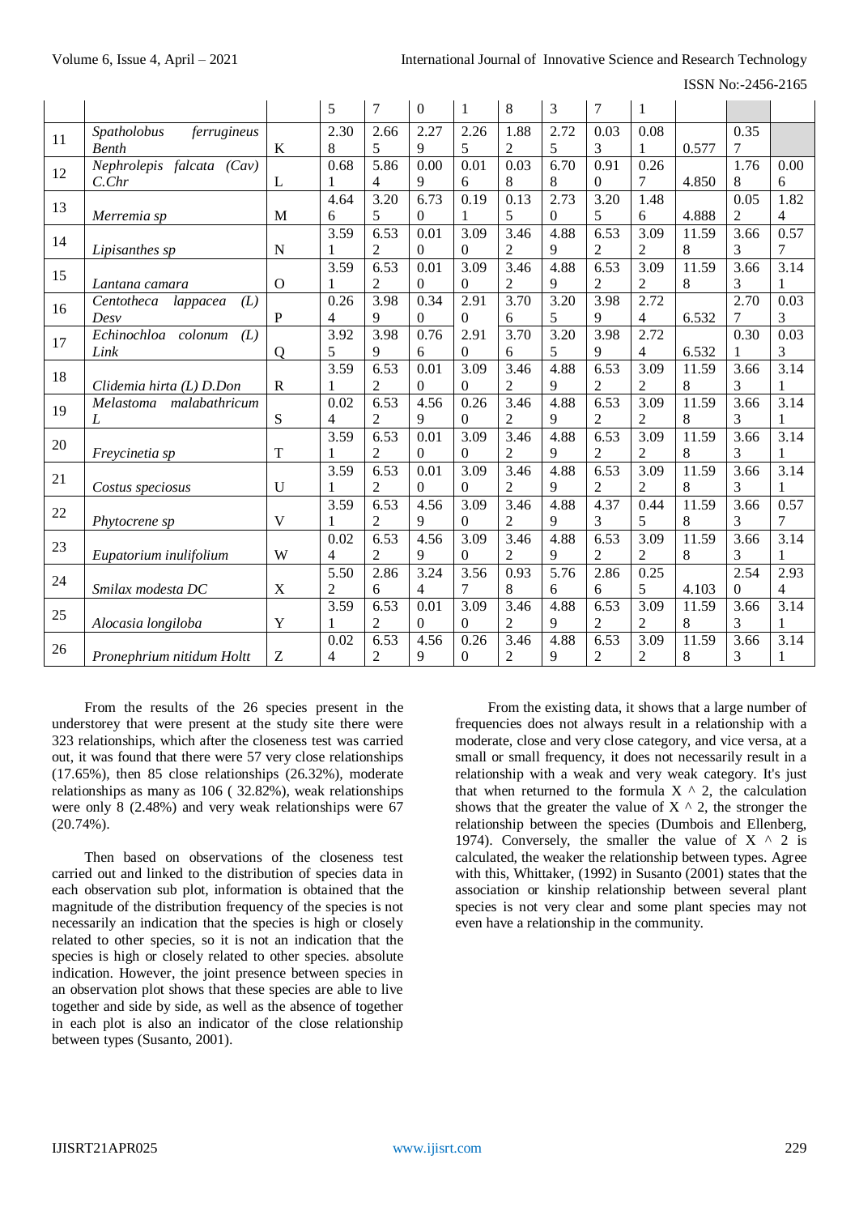| | | | | | | | | | | | | | |
|---|---|---|---|---|---|---|---|---|---|---|---|---|---|
| | | | 5 | 7 | 0 | 1 | 8 | 3 | 7 | 1 | | | |
| 11 | *Spatholobus ferrugineus* Benth | K | 2.308 | 2.665 | 2.279 | 2.265 | 1.882 | 2.725 | 0.033 | 0.081 | 0.577 | 0.357 | |
| 12 | *Nephrolepis falcata (Cav)* C.Chr | L | 0.681 | 5.864 | 0.009 | 0.016 | 0.038 | 6.708 | 0.910 | 0.267 | 4.850 | 1.768 | 0.006 |
| 13 | *Merremia sp* | M | 4.646 | 3.205 | 6.730 | 0.191 | 0.135 | 2.730 | 3.205 | 1.486 | 4.888 | 0.052 | 1.824 |
| 14 | *Lipisanthes sp* | N | 3.591 | 6.532 | 0.010 | 3.090 | 3.462 | 4.889 | 6.532 | 3.092 | 11.598 | 3.663 | 0.577 |
| 15 | *Lantana camara* | O | 3.591 | 6.532 | 0.010 | 3.090 | 3.462 | 4.889 | 6.532 | 3.092 | 11.598 | 3.663 | 3.141 |
| 16 | *Centotheca lappacea (L)* Desv | P | 0.264 | 3.989 | 0.340 | 2.910 | 3.706 | 3.205 | 3.989 | 2.724 | 6.532 | 2.707 | 0.033 |
| 17 | *Echinochloa colonum (L)* Link | Q | 3.925 | 3.989 | 0.766 | 2.910 | 3.706 | 3.205 | 3.989 | 2.724 | 6.532 | 0.301 | 0.033 |
| 18 | *Clidemia hirta (L) D.Don* | R | 3.591 | 6.532 | 0.010 | 3.090 | 3.462 | 4.889 | 6.532 | 3.092 | 11.598 | 3.663 | 3.141 |
| 19 | *Melastoma malabathricum* L | S | 0.024 | 6.532 | 4.569 | 0.260 | 3.462 | 4.889 | 6.532 | 3.092 | 11.598 | 3.663 | 3.141 |
| 20 | *Freycinetia sp* | T | 3.591 | 6.532 | 0.010 | 3.090 | 3.462 | 4.889 | 6.532 | 3.092 | 11.598 | 3.663 | 3.141 |
| 21 | *Costus speciosus* | U | 3.591 | 6.532 | 0.010 | 3.090 | 3.462 | 4.889 | 6.532 | 3.092 | 11.598 | 3.663 | 3.141 |
| 22 | *Phytocrene sp* | V | 3.591 | 6.532 | 4.569 | 3.090 | 3.462 | 4.889 | 4.373 | 0.445 | 11.598 | 3.663 | 0.577 |
| 23 | *Eupatorium inulifolium* | W | 0.024 | 6.532 | 4.569 | 3.090 | 3.462 | 4.889 | 6.532 | 3.092 | 11.598 | 3.663 | 3.141 |
| 24 | *Smilax modesta DC* | X | 5.502 | 2.866 | 3.244 | 3.567 | 0.938 | 5.766 | 2.866 | 0.255 | 4.103 | 2.540 | 2.934 |
| 25 | *Alocasia longiloba* | Y | 3.591 | 6.532 | 0.010 | 3.090 | 3.462 | 4.889 | 6.532 | 3.092 | 11.598 | 3.663 | 3.141 |
| 26 | *Pronephrium nitidum Holtt* | Z | 0.024 | 6.532 | 4.569 | 0.260 | 3.462 | 4.889 | 6.532 | 3.092 | 11.598 | 3.663 | 3.141 |

From the results of the 26 species present in the understorey that were present at the study site there were 323 relationships, which after the closeness test was carried out, it was found that there were 57 very close relationships (17.65%), then 85 close relationships (26.32%), moderate relationships as many as 106 ( 32.82%), weak relationships were only 8 (2.48%) and very weak relationships were 67 (20.74%).

Then based on observations of the closeness test carried out and linked to the distribution of species data in each observation sub plot, information is obtained that the magnitude of the distribution frequency of the species is not necessarily an indication that the species is high or closely related to other species, so it is not an indication that the species is high or closely related to other species. absolute indication. However, the joint presence between species in an observation plot shows that these species are able to live together and side by side, as well as the absence of together in each plot is also an indicator of the close relationship between types (Susanto, 2001).

From the existing data, it shows that a large number of frequencies does not always result in a relationship with a moderate, close and very close category, and vice versa, at a small or small frequency, it does not necessarily result in a relationship with a weak and very weak category. It's just that when returned to the formula X ^ 2, the calculation shows that the greater the value of X ^ 2, the stronger the relationship between the species (Dumbois and Ellenberg, 1974). Conversely, the smaller the value of X ^ 2 is calculated, the weaker the relationship between types. Agree with this, Whittaker, (1992) in Susanto (2001) states that the association or kinship relationship between several plant species is not very clear and some plant species may not even have a relationship in the community.